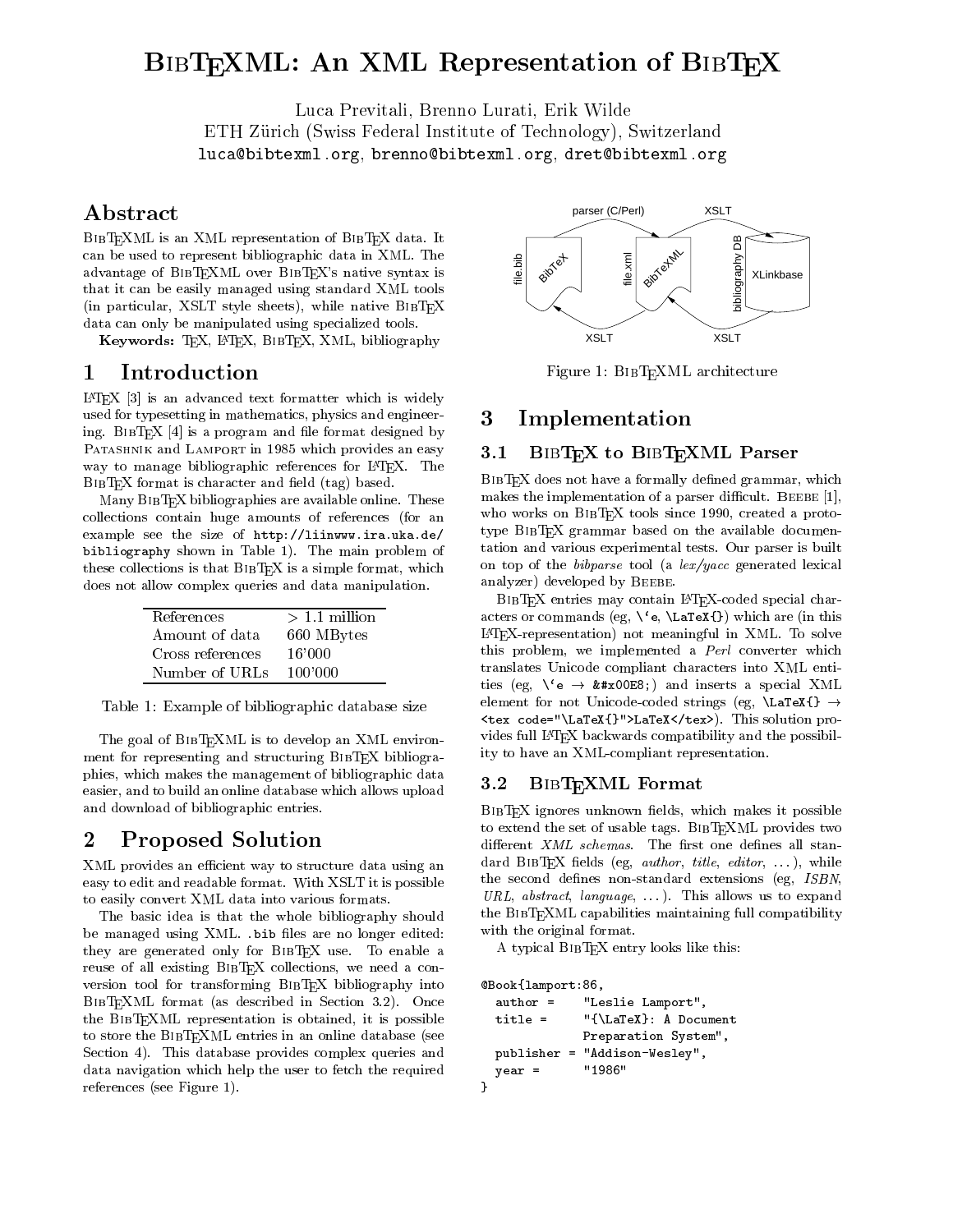# BibTeXML: An XML Representation of BibTeX

Luca Previtali, Brenno Lurati, Erik Wilde

ETH Zürich (Swiss Federal Institute of Technology), Switzerland

luca@bibtexml.org, brenno@bibtexml.org, dret@bibtexml.org

## Abstract

BibTeXML is an XML representation of BibTeX data. It can be used to represent bibliographic data in XML. The advantage of BibTeXML over BibTeX's native syntax is that it can be easily managed using standard XML tools (in particular, XSLT style sheets), while native BibTeX data can only be manipulated using specialized tools.

**Keywords:** TeX, LaTeX, BibTeX, XML, bibliography

## 1 Introduction

LaTeX [3] is an advanced text formatter which is widely used for typesetting in mathematics, physics and engineering. BibTeX [4] is a program and file format designed by Patashnik and Lamport in 1985 which provides an easy way to manage bibliographic references for LaTeX. The BibTeX format is character and field (tag) based.

Many BibTeX bibliographies are available online. These collections contain huge amounts of references (for an example see the size of http://liinwww.ira.uka.de/bibliography shown in Table 1). The main problem of these collections is that BibTeX is a simple format, which does not allow complex queries and data manipulation.

| | |
|---|---|
| References | > 1.1 million |
| Amount of data | 660 MBytes |
| Cross references | 16'000 |
| Number of URLs | 100'000 |

Table 1: Example of bibliographic database size

The goal of BibTeXML is to develop an XML environment for representing and structuring BibTeX bibliographies, which makes the management of bibliographic data easier, and to build an online database which allows upload and download of bibliographic entries.

## 2 Proposed Solution

XML provides an efficient way to structure data using an easy to edit and readable format. With XSLT it is possible to easily convert XML data into various formats.

The basic idea is that the whole bibliography should be managed using XML. .bib files are no longer edited: they are generated only for BibTeX use. To enable a reuse of all existing BibTeX collections, we need a conversion tool for transforming BibTeX bibliography into BibTeXML format (as described in Section 3.2). Once the BibTeXML representation is obtained, it is possible to store the BibTeXML entries in an online database (see Section 4). This database provides complex queries and data navigation which help the user to fetch the required references (see Figure 1).

Figure 1: BibTeXML architecture

## 3 Implementation

### 3.1 BibTeX to BibTeXML Parser

BibTeX does not have a formally defined grammar, which makes the implementation of a parser difficult. Beebe [1], who works on BibTeX tools since 1990, created a prototype BibTeX grammar based on the available documentation and various experimental tests. Our parser is built on top of the *bibparse* tool (a *lex/yacc* generated lexical analyzer) developed by Beebe.

BibTeX entries may contain LaTeX-coded special characters or commands (eg, \`e, \LaTeX{}) which are (in this LaTeX-representation) not meaningful in XML. To solve this problem, we implemented a *Perl* converter which translates Unicode compliant characters into XML entities (eg, \`e → &#x00E8;) and inserts a special XML element for not Unicode-coded strings (eg, \LaTeX{} → <tex code="\LaTeX{}">LaTeX</tex>). This solution provides full LaTeX backwards compatibility and the possibility to have an XML-compliant representation.

### 3.2 BibTeXML Format

BibTeX ignores unknown fields, which makes it possible to extend the set of usable tags. BibTeXML provides two different *XML schemas*. The first one defines all standard BibTeX fields (eg, *author*, *title*, *editor*, ...), while the second defines non-standard extensions (eg, *ISBN*, *URL*, *abstract*, *language*, ...). This allows us to expand the BibTeXML capabilities maintaining full compatibility with the original format.

A typical BibTeX entry looks like this:

```
@Book{lamport:86,
  author =     "Leslie Lamport",
  title =      "{\LaTeX}: A Document
               Preparation System",
  publisher = "Addison-Wesley",
  year =       "1986"
}
```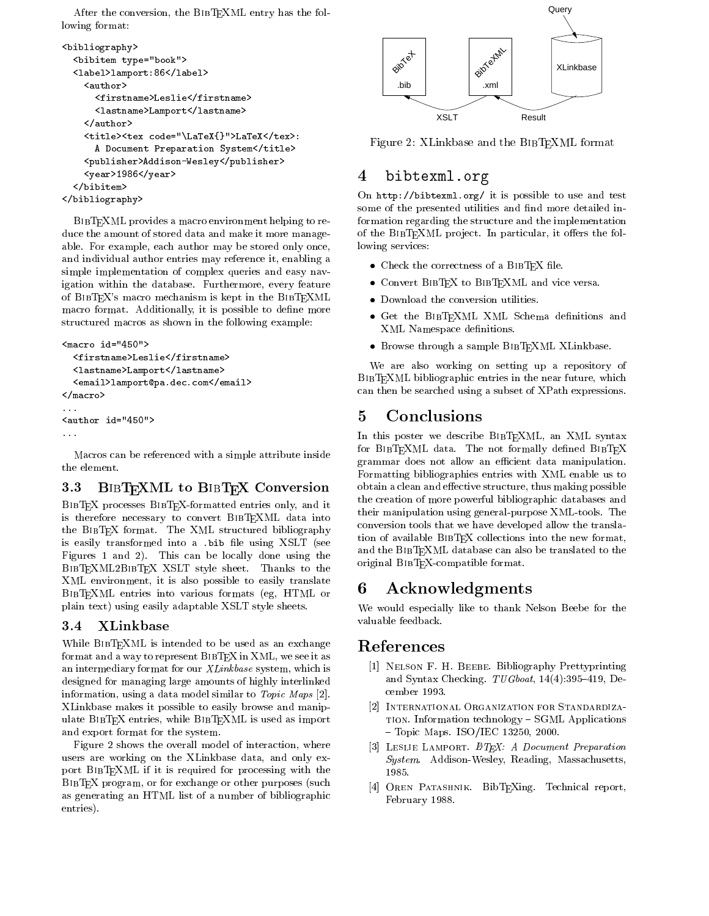After the conversion, the BIBTEXML entry has the following format:

```
<bibliography>
  <bibitem type="book">
  <label>lamport:86</label>
    <author>
      <firstname>Leslie</firstname>
      <lastname>Lamport</lastname>
    </author>
    <title><tex code="\LaTeX{}">LaTeX</tex>:
      A Document Preparation System</title>
    <publisher>Addison-Wesley</publisher>
    <year>1986</year>
  </bibitem>
</bibliography>
```

BIBTEXML provides a macro environment helping to reduce the amount of stored data and make it more manageable. For example, each author may be stored only once, and individual author entries may reference it, enabling a simple implementation of complex queries and easy navigation within the database. Furthermore, every feature of BIBTEX's macro mechanism is kept in the BIBTEXML macro format. Additionally, it is possible to define more structured macros as shown in the following example:

```
<macro id="450">
  <firstname>Leslie</firstname>
  <lastname>Lamport</lastname>
  <email>lamport@pa.dec.com</email>
</macro>
...
<author id="450">
...
```

Macros can be referenced with a simple attribute inside the element.

### 3.3 BIBTEXML to BIBTEX Conversion

BIBTEX processes BIBTEX-formatted entries only, and it is therefore necessary to convert BIBTEXML data into the BIBTEX format. The XML structured bibliography is easily transformed into a .bib file using XSLT (see Figures 1 and 2). This can be locally done using the BIBTEXML2BIBTEX XSLT style sheet. Thanks to the XML environment, it is also possible to easily translate BIBTEXML entries into various formats (eg, HTML or plain text) using easily adaptable XSLT style sheets.

### 3.4 XLinkbase

While BIBTEXML is intended to be used as an exchange format and a way to represent BIBTEX in XML, we see it as an intermediary format for our *XLinkbase* system, which is designed for managing large amounts of highly interlinked information, using a data model similar to *Topic Maps* [2]. XLinkbase makes it possible to easily browse and manipulate BIBTEX entries, while BIBTEXML is used as import and export format for the system.

Figure 2 shows the overall model of interaction, where users are working on the XLinkbase data, and only export BIBTEXML if it is required for processing with the BIBTEX program, or for exchange or other purposes (such as generating an HTML list of a number of bibliographic entries).

Query
BibTeX
.bib
BibTeXML
.xml
XLinkbase
XSLT
Result

Figure 2: XLinkbase and the BIBTEXML format

## 4 bibtexml.org

On http://bibtexml.org/ it is possible to use and test some of the presented utilities and find more detailed information regarding the structure and the implementation of the BIBTEXML project. In particular, it offers the following services:

- Check the correctness of a BIBTEX file.
- Convert BIBTEX to BIBTEXML and vice versa.
- Download the conversion utilities.
- Get the BIBTEXML XML Schema definitions and XML Namespace definitions.
- Browse through a sample BIBTEXML XLinkbase.

We are also working on setting up a repository of BIBTEXML bibliographic entries in the near future, which can then be searched using a subset of XPath expressions.

## 5 Conclusions

In this poster we describe BIBTEXML, an XML syntax for BIBTEXML data. The not formally defined BIBTEX grammar does not allow an efficient data manipulation. Formatting bibliographies entries with XML enable us to obtain a clean and effective structure, thus making possible the creation of more powerful bibliographic databases and their manipulation using general-purpose XML-tools. The conversion tools that we have developed allow the translation of available BIBTEX collections into the new format, and the BIBTEXML database can also be translated to the original BIBTEX-compatible format.

## 6 Acknowledgments

We would especially like to thank Nelson Beebe for the valuable feedback.

## References

[1] Nelson F. H. Beebe. Bibliography Prettyprinting and Syntax Checking. *TUGboat*, 14(4):395–419, December 1993.

[2] International Organization for Standardization. Information technology – SGML Applications – Topic Maps. ISO/IEC 13250, 2000.

[3] Leslie Lamport. *LATEX: A Document Preparation System*. Addison-Wesley, Reading, Massachusetts, 1985.

[4] Oren Patashnik. BibTEXing. Technical report, February 1988.